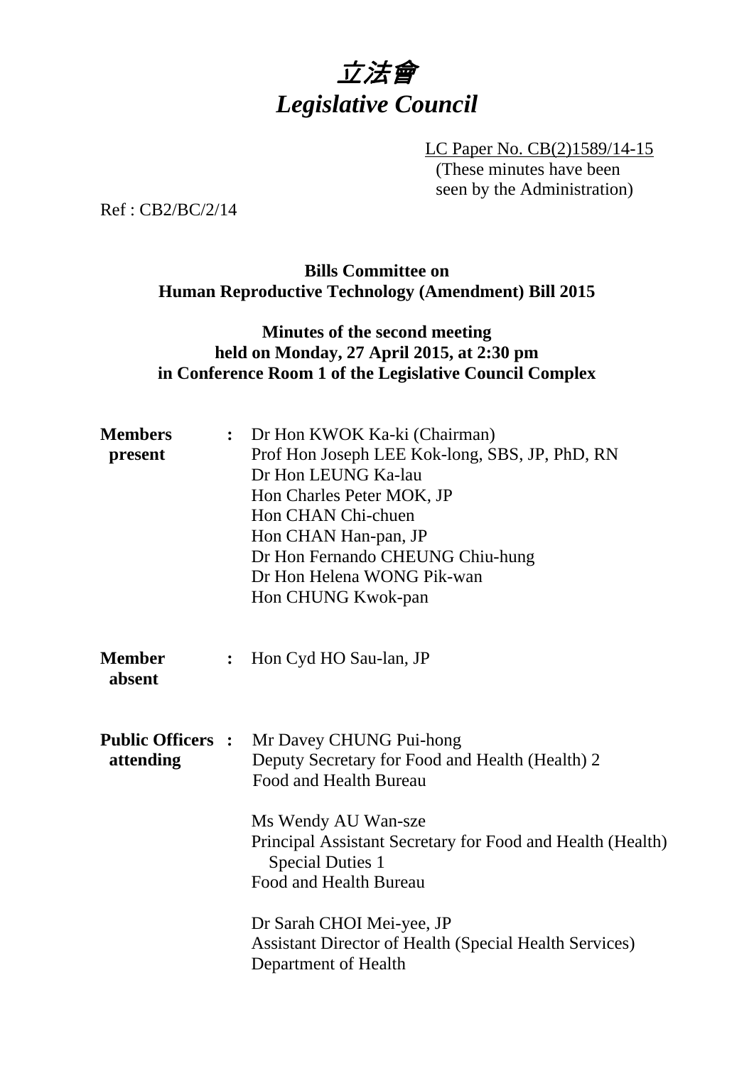# 立法會
# *Legislative Council*

LC Paper No. CB(2)1589/14-15
(These minutes have been seen by the Administration)

Ref : CB2/BC/2/14

**Bills Committee on**
**Human Reproductive Technology (Amendment) Bill 2015**

**Minutes of the second meeting**
**held on Monday, 27 April 2015, at 2:30 pm**
**in Conference Room 1 of the Legislative Council Complex**

| | | |
|---|---|---|
| **Members present** | **:** | Dr Hon KWOK Ka-ki (Chairman)<br>Prof Hon Joseph LEE Kok-long, SBS, JP, PhD, RN<br>Dr Hon LEUNG Ka-lau<br>Hon Charles Peter MOK, JP<br>Hon CHAN Chi-chuen<br>Hon CHAN Han-pan, JP<br>Dr Hon Fernando CHEUNG Chiu-hung<br>Dr Hon Helena WONG Pik-wan<br>Hon CHUNG Kwok-pan |
| **Member absent** | **:** | Hon Cyd HO Sau-lan, JP |
| **Public Officers attending** | **:** | Mr Davey CHUNG Pui-hong<br>Deputy Secretary for Food and Health (Health) 2<br>Food and Health Bureau<br><br>Ms Wendy AU Wan-sze<br>Principal Assistant Secretary for Food and Health (Health) Special Duties 1<br>Food and Health Bureau<br><br>Dr Sarah CHOI Mei-yee, JP<br>Assistant Director of Health (Special Health Services)<br>Department of Health |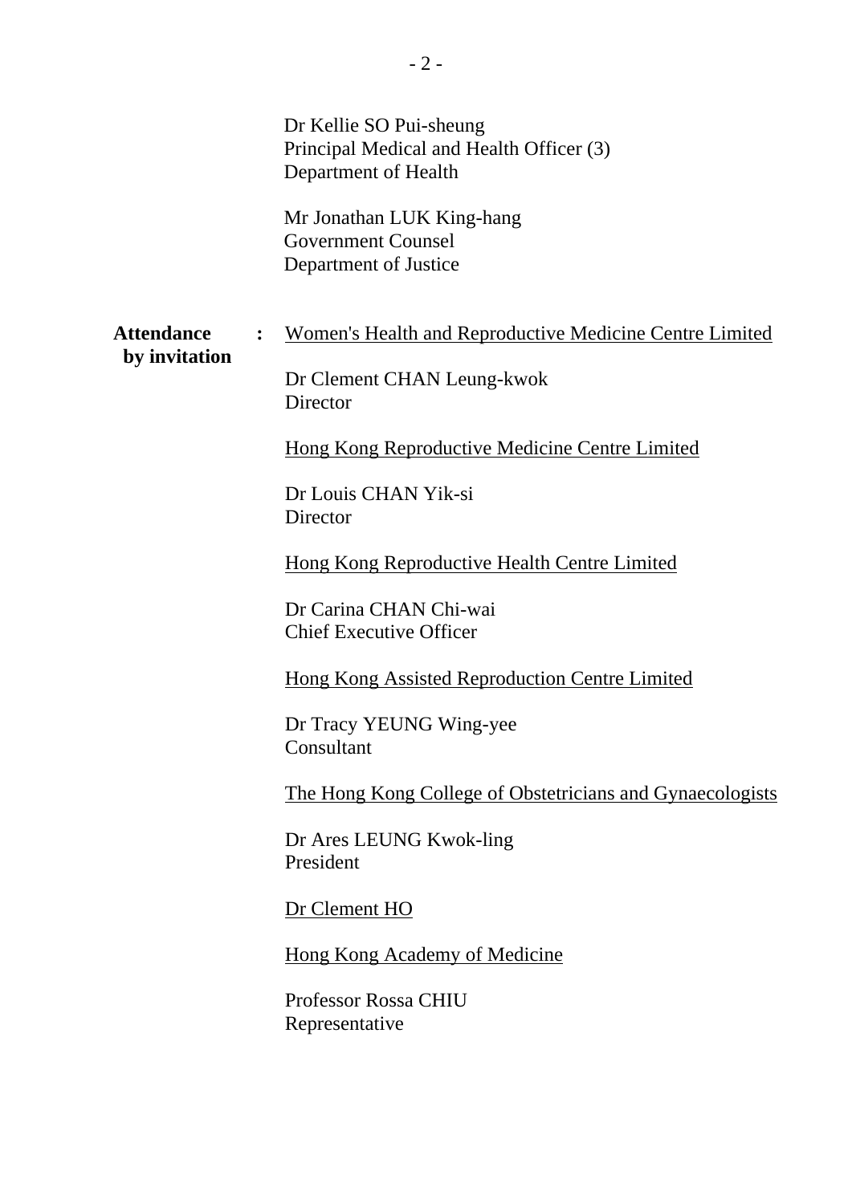Dr Kellie SO Pui-sheung
Principal Medical and Health Officer (3)
Department of Health

Mr Jonathan LUK King-hang
Government Counsel
Department of Justice

**Attendance by invitation** :

Women's Health and Reproductive Medicine Centre Limited

Dr Clement CHAN Leung-kwok
Director

Hong Kong Reproductive Medicine Centre Limited

Dr Louis CHAN Yik-si
Director

Hong Kong Reproductive Health Centre Limited

Dr Carina CHAN Chi-wai
Chief Executive Officer

Hong Kong Assisted Reproduction Centre Limited

Dr Tracy YEUNG Wing-yee
Consultant

The Hong Kong College of Obstetricians and Gynaecologists

Dr Ares LEUNG Kwok-ling
President

Dr Clement HO

Hong Kong Academy of Medicine

Professor Rossa CHIU
Representative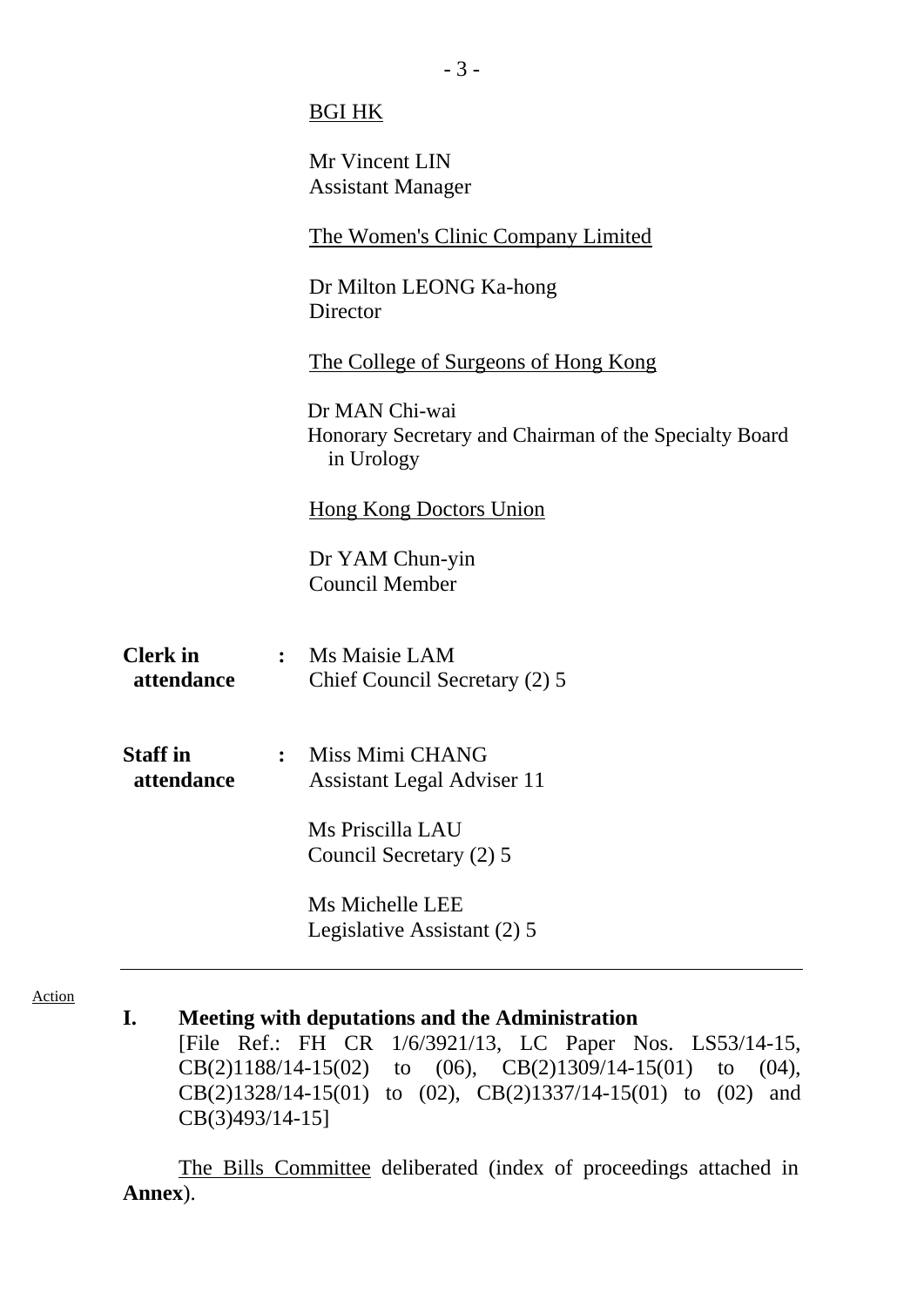BGI HK

Mr Vincent LIN
Assistant Manager

The Women's Clinic Company Limited

Dr Milton LEONG Ka-hong
Director

The College of Surgeons of Hong Kong

Dr MAN Chi-wai
Honorary Secretary and Chairman of the Specialty Board in Urology

Hong Kong Doctors Union

Dr YAM Chun-yin
Council Member

**Clerk in attendance** : Ms Maisie LAM
Chief Council Secretary (2) 5

**Staff in attendance** : Miss Mimi CHANG
Assistant Legal Adviser 11

Ms Priscilla LAU
Council Secretary (2) 5

Ms Michelle LEE
Legislative Assistant (2) 5

---

Action

## I. Meeting with deputations and the Administration

[File Ref.: FH CR 1/6/3921/13, LC Paper Nos. LS53/14-15, CB(2)1188/14-15(02) to (06), CB(2)1309/14-15(01) to (04), CB(2)1328/14-15(01) to (02), CB(2)1337/14-15(01) to (02) and CB(3)493/14-15]

The Bills Committee deliberated (index of proceedings attached in **Annex**).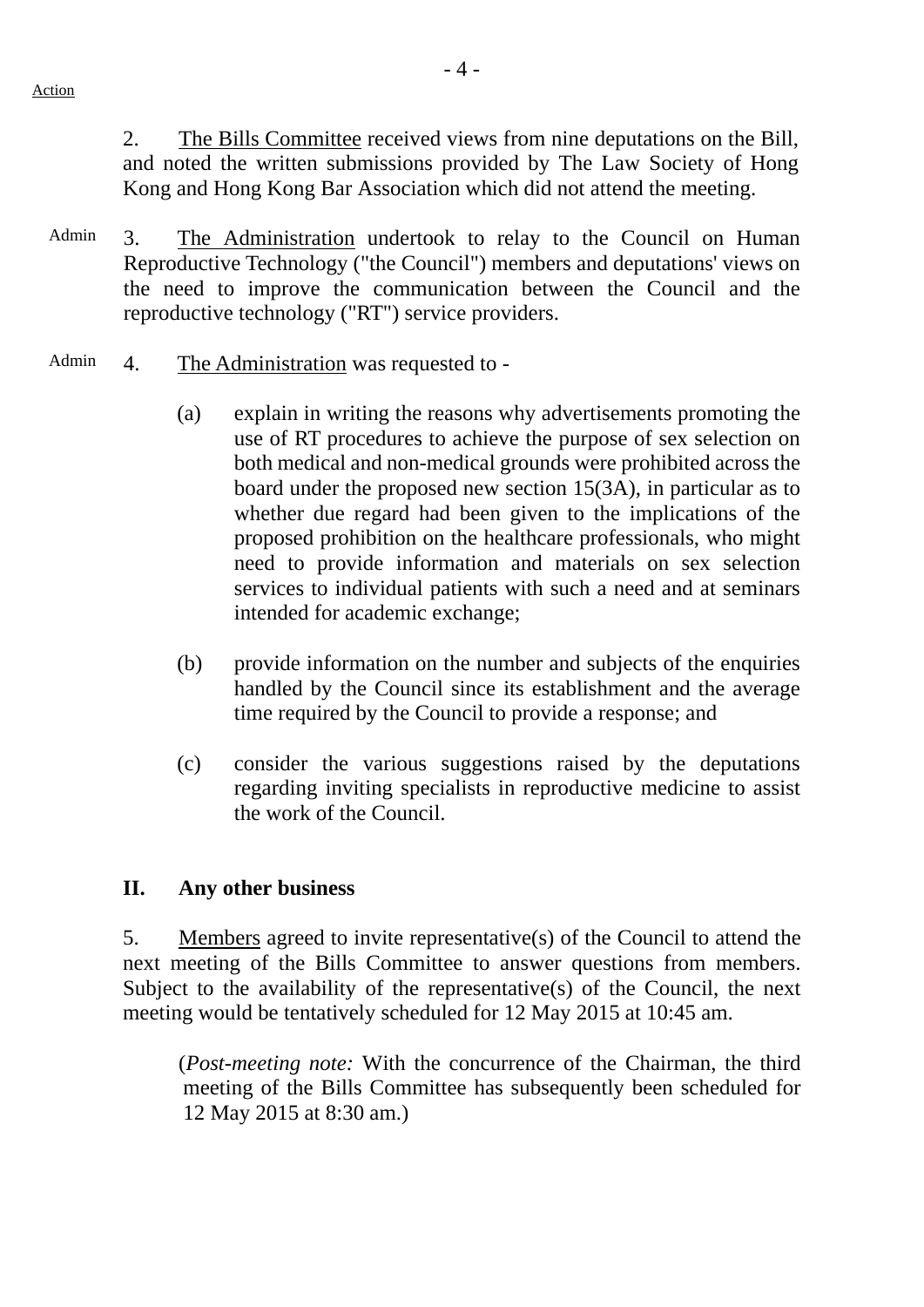Action

2. The Bills Committee received views from nine deputations on the Bill, and noted the written submissions provided by The Law Society of Hong Kong and Hong Kong Bar Association which did not attend the meeting.

Admin 3. The Administration undertook to relay to the Council on Human Reproductive Technology ("the Council") members and deputations' views on the need to improve the communication between the Council and the reproductive technology ("RT") service providers.

Admin 4. The Administration was requested to -

(a) explain in writing the reasons why advertisements promoting the use of RT procedures to achieve the purpose of sex selection on both medical and non-medical grounds were prohibited across the board under the proposed new section 15(3A), in particular as to whether due regard had been given to the implications of the proposed prohibition on the healthcare professionals, who might need to provide information and materials on sex selection services to individual patients with such a need and at seminars intended for academic exchange;

(b) provide information on the number and subjects of the enquiries handled by the Council since its establishment and the average time required by the Council to provide a response; and

(c) consider the various suggestions raised by the deputations regarding inviting specialists in reproductive medicine to assist the work of the Council.

## II. Any other business

5. Members agreed to invite representative(s) of the Council to attend the next meeting of the Bills Committee to answer questions from members. Subject to the availability of the representative(s) of the Council, the next meeting would be tentatively scheduled for 12 May 2015 at 10:45 am.

(*Post-meeting note:* With the concurrence of the Chairman, the third meeting of the Bills Committee has subsequently been scheduled for 12 May 2015 at 8:30 am.)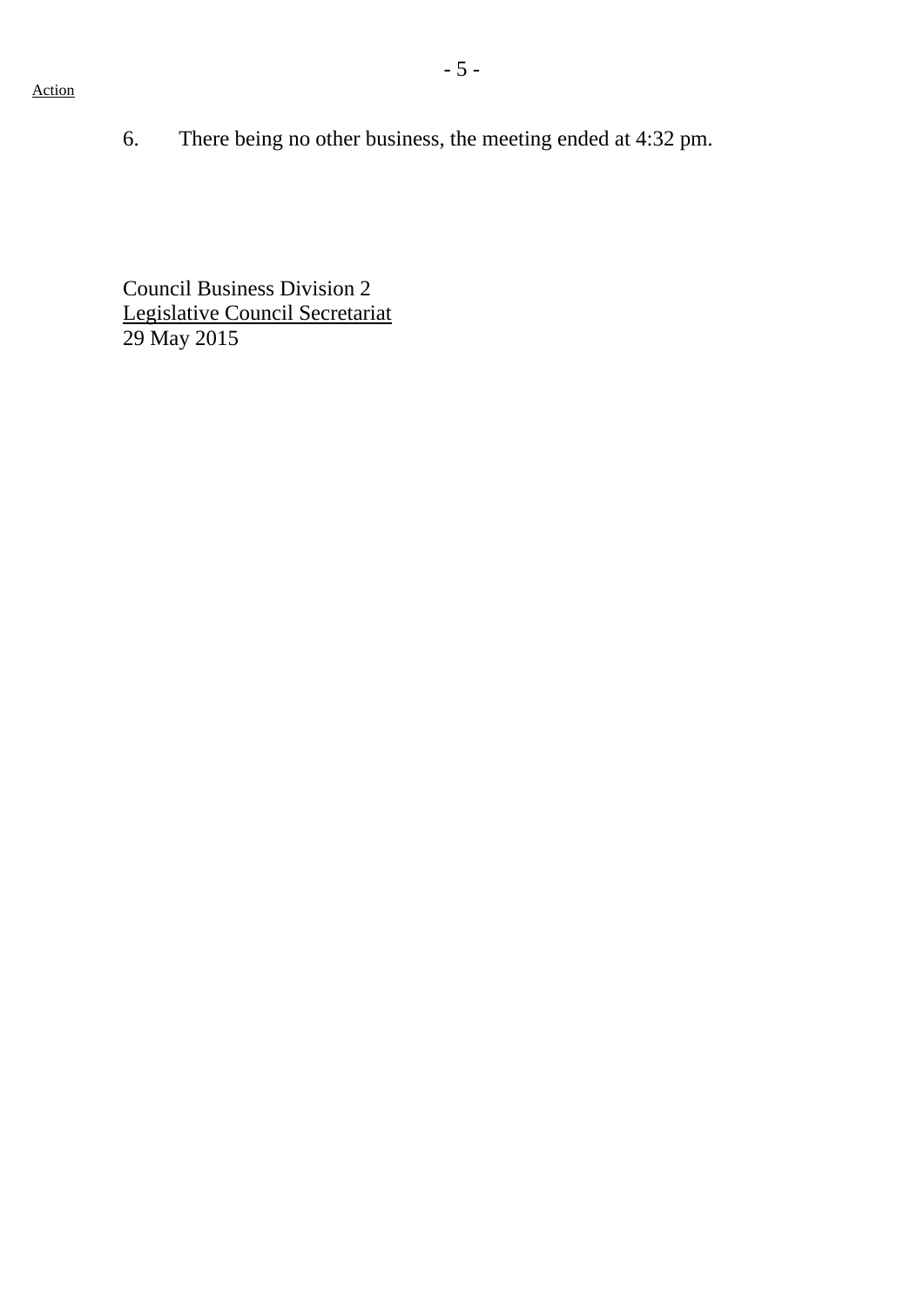Action

6. There being no other business, the meeting ended at 4:32 pm.

Council Business Division 2
Legislative Council Secretariat
29 May 2015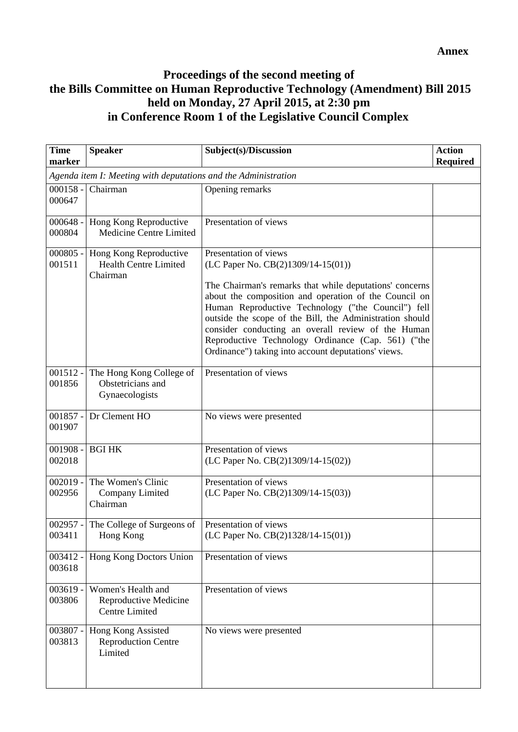**Annex**

# Proceedings of the second meeting of the Bills Committee on Human Reproductive Technology (Amendment) Bill 2015 held on Monday, 27 April 2015, at 2:30 pm in Conference Room 1 of the Legislative Council Complex

| Time marker | Speaker | Subject(s)/Discussion | Action Required |
|---|---|---|---|
| *Agenda item I: Meeting with deputations and the Administration* | | | |
| 000158 - 000647 | Chairman | Opening remarks | |
| 000648 - 000804 | Hong Kong Reproductive Medicine Centre Limited | Presentation of views | |
| 000805 - 001511 | Hong Kong Reproductive Health Centre Limited<br>Chairman | Presentation of views<br>(LC Paper No. CB(2)1309/14-15(01))<br><br>The Chairman's remarks that while deputations' concerns about the composition and operation of the Council on Human Reproductive Technology ("the Council") fell outside the scope of the Bill, the Administration should consider conducting an overall review of the Human Reproductive Technology Ordinance (Cap. 561) ("the Ordinance") taking into account deputations' views. | |
| 001512 - 001856 | The Hong Kong College of Obstetricians and Gynaecologists | Presentation of views | |
| 001857 - 001907 | Dr Clement HO | No views were presented | |
| 001908 - 002018 | BGI HK | Presentation of views<br>(LC Paper No. CB(2)1309/14-15(02)) | |
| 002019 - 002956 | The Women's Clinic Company Limited<br>Chairman | Presentation of views<br>(LC Paper No. CB(2)1309/14-15(03)) | |
| 002957 - 003411 | The College of Surgeons of Hong Kong | Presentation of views<br>(LC Paper No. CB(2)1328/14-15(01)) | |
| 003412 - 003618 | Hong Kong Doctors Union | Presentation of views | |
| 003619 - 003806 | Women's Health and Reproductive Medicine Centre Limited | Presentation of views | |
| 003807 - 003813 | Hong Kong Assisted Reproduction Centre Limited | No views were presented | |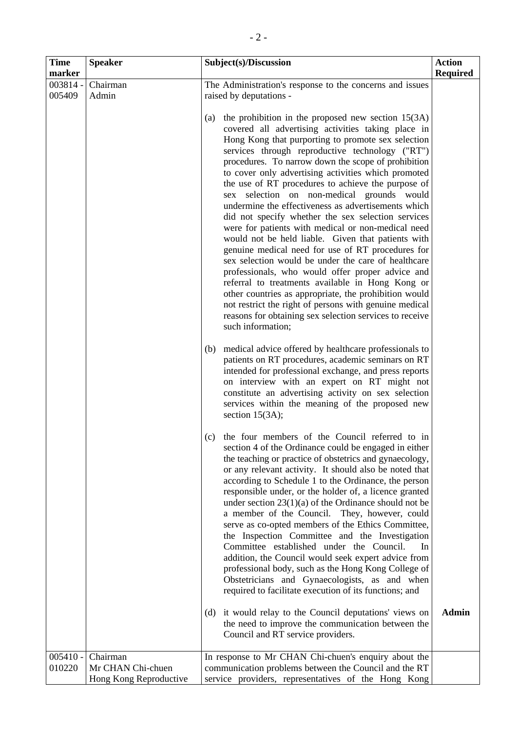| Time marker | Speaker | Subject(s)/Discussion | Action Required |
|---|---|---|---|
| 003814 - 005409 | Chairman<br>Admin | The Administration's response to the concerns and issues raised by deputations -<br><br>(a) the prohibition in the proposed new section 15(3A) covered all advertising activities taking place in Hong Kong that purporting to promote sex selection services through reproductive technology ("RT") procedures. To narrow down the scope of prohibition to cover only advertising activities which promoted the use of RT procedures to achieve the purpose of sex selection on non-medical grounds would undermine the effectiveness as advertisements which did not specify whether the sex selection services were for patients with medical or non-medical need would not be held liable. Given that patients with genuine medical need for use of RT procedures for sex selection would be under the care of healthcare professionals, who would offer proper advice and referral to treatments available in Hong Kong or other countries as appropriate, the prohibition would not restrict the right of persons with genuine medical reasons for obtaining sex selection services to receive such information;<br><br>(b) medical advice offered by healthcare professionals to patients on RT procedures, academic seminars on RT intended for professional exchange, and press reports on interview with an expert on RT might not constitute an advertising activity on sex selection services within the meaning of the proposed new section 15(3A);<br><br>(c) the four members of the Council referred to in section 4 of the Ordinance could be engaged in either the teaching or practice of obstetrics and gynaecology, or any relevant activity. It should also be noted that according to Schedule 1 to the Ordinance, the person responsible under, or the holder of, a licence granted under section 23(1)(a) of the Ordinance should not be a member of the Council. They, however, could serve as co-opted members of the Ethics Committee, the Inspection Committee and the Investigation Committee established under the Council. In addition, the Council would seek expert advice from professional body, such as the Hong Kong College of Obstetricians and Gynaecologists, as and when required to facilitate execution of its functions; and<br><br>(d) it would relay to the Council deputations' views on the need to improve the communication between the Council and RT service providers. | **Admin** |
| 005410 - 010220 | Chairman<br>Mr CHAN Chi-chuen<br>Hong Kong Reproductive | In response to Mr CHAN Chi-chuen's enquiry about the communication problems between the Council and the RT service providers, representatives of the Hong Kong | |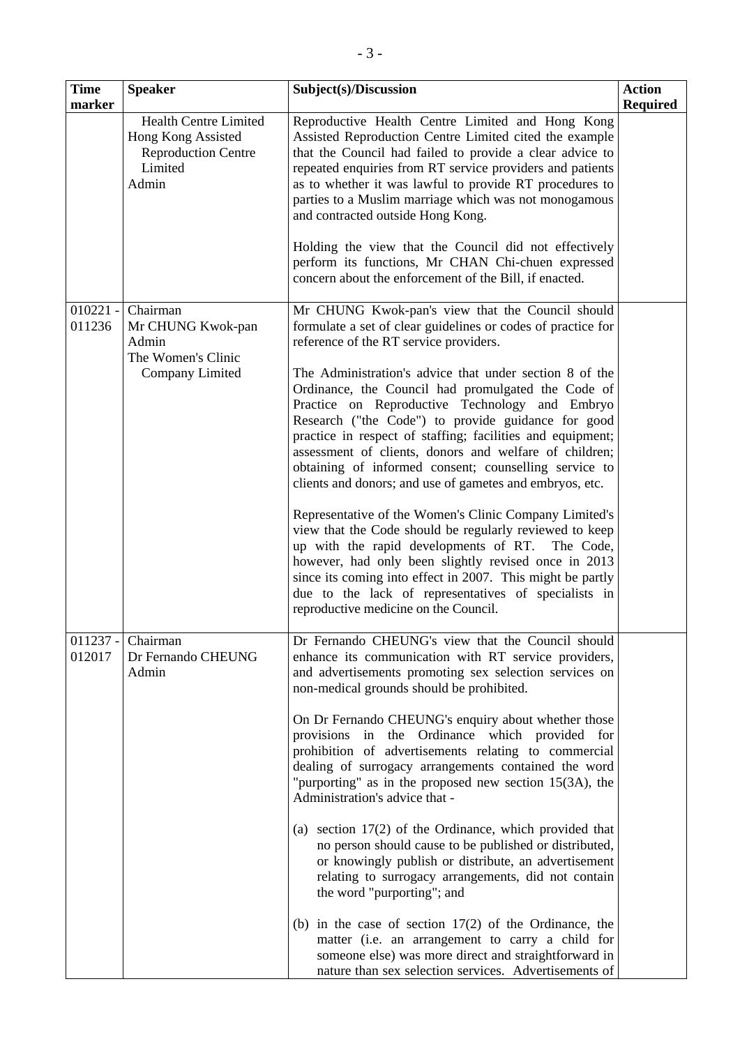| Time marker | Speaker | Subject(s)/Discussion | Action Required |
|---|---|---|---|
| | Health Centre Limited<br>Hong Kong Assisted Reproduction Centre Limited<br>Admin | Reproductive Health Centre Limited and Hong Kong Assisted Reproduction Centre Limited cited the example that the Council had failed to provide a clear advice to repeated enquiries from RT service providers and patients as to whether it was lawful to provide RT procedures to parties to a Muslim marriage which was not monogamous and contracted outside Hong Kong.<br><br>Holding the view that the Council did not effectively perform its functions, Mr CHAN Chi-chuen expressed concern about the enforcement of the Bill, if enacted. | |
| 010221 - 011236 | Chairman<br>Mr CHUNG Kwok-pan<br>Admin<br>The Women's Clinic Company Limited | Mr CHUNG Kwok-pan's view that the Council should formulate a set of clear guidelines or codes of practice for reference of the RT service providers.<br><br>The Administration's advice that under section 8 of the Ordinance, the Council had promulgated the Code of Practice on Reproductive Technology and Embryo Research ("the Code") to provide guidance for good practice in respect of staffing; facilities and equipment; assessment of clients, donors and welfare of children; obtaining of informed consent; counselling service to clients and donors; and use of gametes and embryos, etc.<br><br>Representative of the Women's Clinic Company Limited's view that the Code should be regularly reviewed to keep up with the rapid developments of RT. The Code, however, had only been slightly revised once in 2013 since its coming into effect in 2007. This might be partly due to the lack of representatives of specialists in reproductive medicine on the Council. | |
| 011237 - 012017 | Chairman<br>Dr Fernando CHEUNG<br>Admin | Dr Fernando CHEUNG's view that the Council should enhance its communication with RT service providers, and advertisements promoting sex selection services on non-medical grounds should be prohibited.<br><br>On Dr Fernando CHEUNG's enquiry about whether those provisions in the Ordinance which provided for prohibition of advertisements relating to commercial dealing of surrogacy arrangements contained the word "purporting" as in the proposed new section 15(3A), the Administration's advice that -<br><br>(a) section 17(2) of the Ordinance, which provided that no person should cause to be published or distributed, or knowingly publish or distribute, an advertisement relating to surrogacy arrangements, did not contain the word "purporting"; and<br><br>(b) in the case of section 17(2) of the Ordinance, the matter (i.e. an arrangement to carry a child for someone else) was more direct and straightforward in nature than sex selection services. Advertisements of | |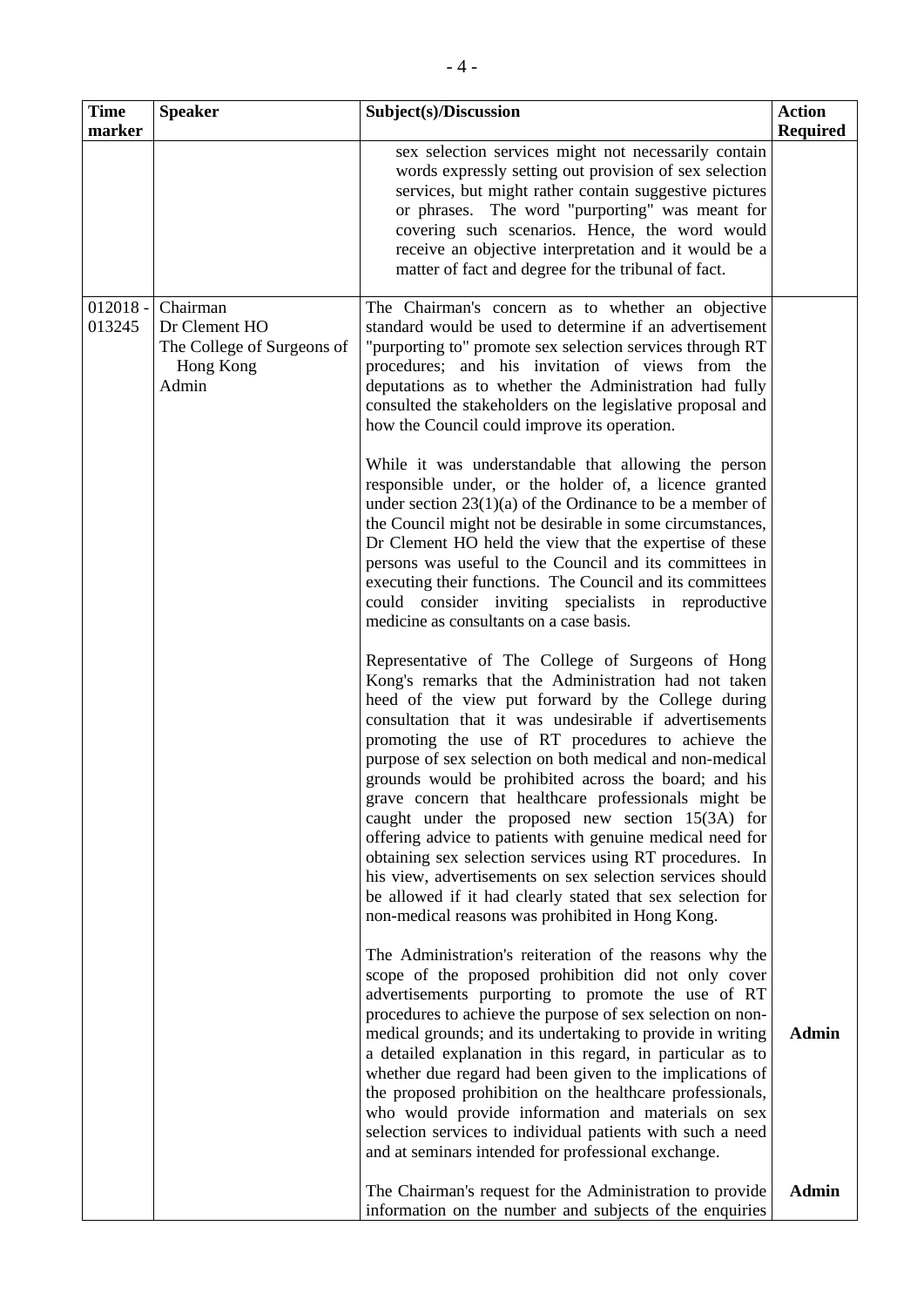| Time marker | Speaker | Subject(s)/Discussion | Action Required |
|---|---|---|---|
| | | sex selection services might not necessarily contain words expressly setting out provision of sex selection services, but might rather contain suggestive pictures or phrases. The word "purporting" was meant for covering such scenarios. Hence, the word would receive an objective interpretation and it would be a matter of fact and degree for the tribunal of fact. | |
| 012018 - 013245 | Chairman<br>Dr Clement HO<br>The College of Surgeons of Hong Kong<br>Admin | The Chairman's concern as to whether an objective standard would be used to determine if an advertisement "purporting to" promote sex selection services through RT procedures; and his invitation of views from the deputations as to whether the Administration had fully consulted the stakeholders on the legislative proposal and how the Council could improve its operation.<br><br>While it was understandable that allowing the person responsible under, or the holder of, a licence granted under section 23(1)(a) of the Ordinance to be a member of the Council might not be desirable in some circumstances, Dr Clement HO held the view that the expertise of these persons was useful to the Council and its committees in executing their functions. The Council and its committees could consider inviting specialists in reproductive medicine as consultants on a case basis.<br><br>Representative of The College of Surgeons of Hong Kong's remarks that the Administration had not taken heed of the view put forward by the College during consultation that it was undesirable if advertisements promoting the use of RT procedures to achieve the purpose of sex selection on both medical and non-medical grounds would be prohibited across the board; and his grave concern that healthcare professionals might be caught under the proposed new section 15(3A) for offering advice to patients with genuine medical need for obtaining sex selection services using RT procedures. In his view, advertisements on sex selection services should be allowed if it had clearly stated that sex selection for non-medical reasons was prohibited in Hong Kong.<br><br>The Administration's reiteration of the reasons why the scope of the proposed prohibition did not only cover advertisements purporting to promote the use of RT procedures to achieve the purpose of sex selection on non-medical grounds; and its undertaking to provide in writing a detailed explanation in this regard, in particular as to whether due regard had been given to the implications of the proposed prohibition on the healthcare professionals, who would provide information and materials on sex selection services to individual patients with such a need and at seminars intended for professional exchange.<br><br>The Chairman's request for the Administration to provide information on the number and subjects of the enquiries | **Admin**<br><br>**Admin** |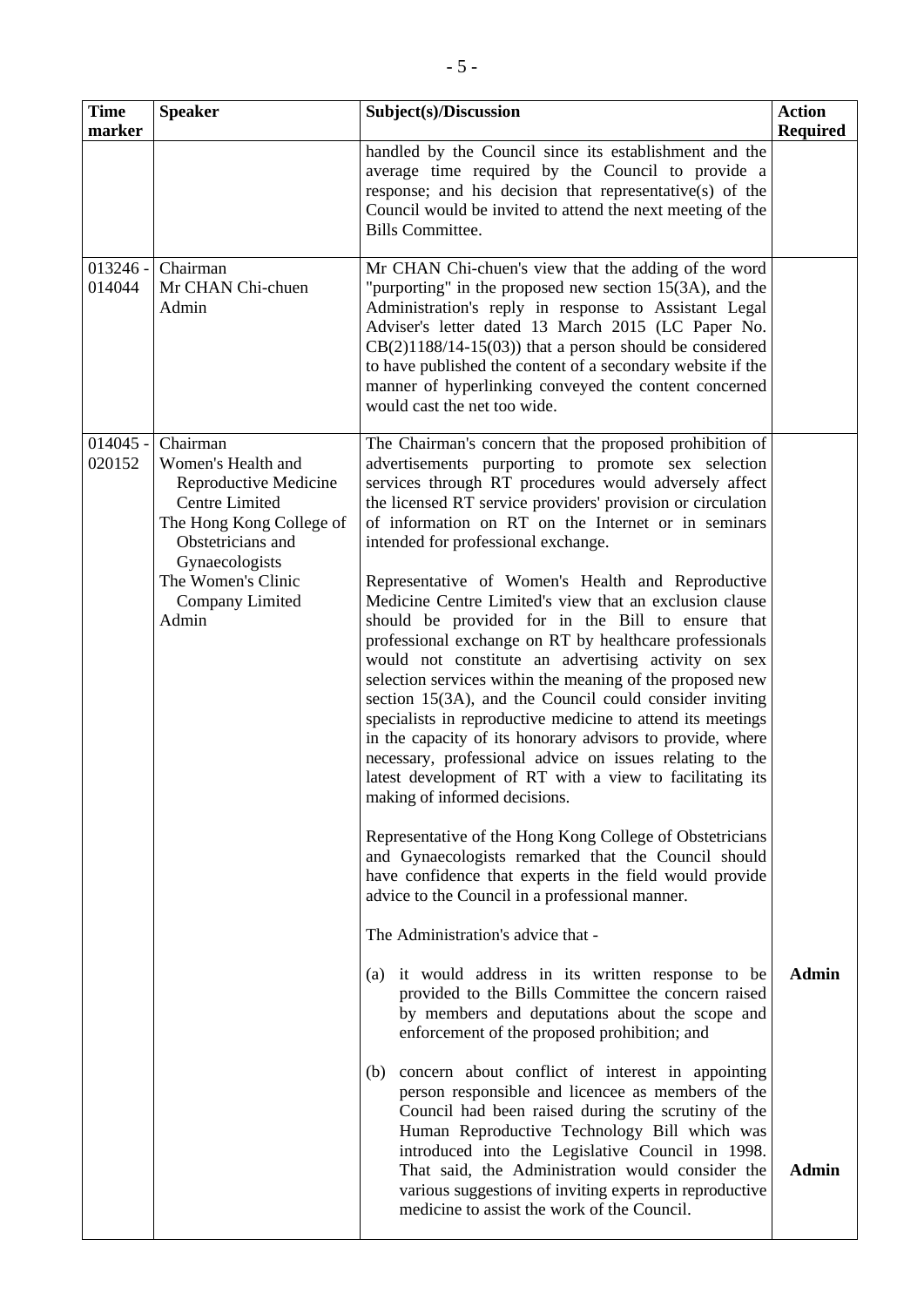| Time marker | Speaker | Subject(s)/Discussion | Action Required |
|---|---|---|---|
| | | handled by the Council since its establishment and the average time required by the Council to provide a response; and his decision that representative(s) of the Council would be invited to attend the next meeting of the Bills Committee. | |
| 013246 - 014044 | Chairman<br>Mr CHAN Chi-chuen<br>Admin | Mr CHAN Chi-chuen's view that the adding of the word "purporting" in the proposed new section 15(3A), and the Administration's reply in response to Assistant Legal Adviser's letter dated 13 March 2015 (LC Paper No. CB(2)1188/14-15(03)) that a person should be considered to have published the content of a secondary website if the manner of hyperlinking conveyed the content concerned would cast the net too wide. | |
| 014045 - 020152 | Chairman<br>Women's Health and Reproductive Medicine Centre Limited<br>The Hong Kong College of Obstetricians and Gynaecologists<br>The Women's Clinic Company Limited<br>Admin | The Chairman's concern that the proposed prohibition of advertisements purporting to promote sex selection services through RT procedures would adversely affect the licensed RT service providers' provision or circulation of information on RT on the Internet or in seminars intended for professional exchange.<br><br>Representative of Women's Health and Reproductive Medicine Centre Limited's view that an exclusion clause should be provided for in the Bill to ensure that professional exchange on RT by healthcare professionals would not constitute an advertising activity on sex selection services within the meaning of the proposed new section 15(3A), and the Council could consider inviting specialists in reproductive medicine to attend its meetings in the capacity of its honorary advisors to provide, where necessary, professional advice on issues relating to the latest development of RT with a view to facilitating its making of informed decisions.<br><br>Representative of the Hong Kong College of Obstetricians and Gynaecologists remarked that the Council should have confidence that experts in the field would provide advice to the Council in a professional manner.<br><br>The Administration's advice that -<br><br>(a) it would address in its written response to be provided to the Bills Committee the concern raised by members and deputations about the scope and enforcement of the proposed prohibition; and<br><br>(b) concern about conflict of interest in appointing person responsible and licencee as members of the Council had been raised during the scrutiny of the Human Reproductive Technology Bill which was introduced into the Legislative Council in 1998. That said, the Administration would consider the various suggestions of inviting experts in reproductive medicine to assist the work of the Council. | **Admin**<br><br>**Admin** |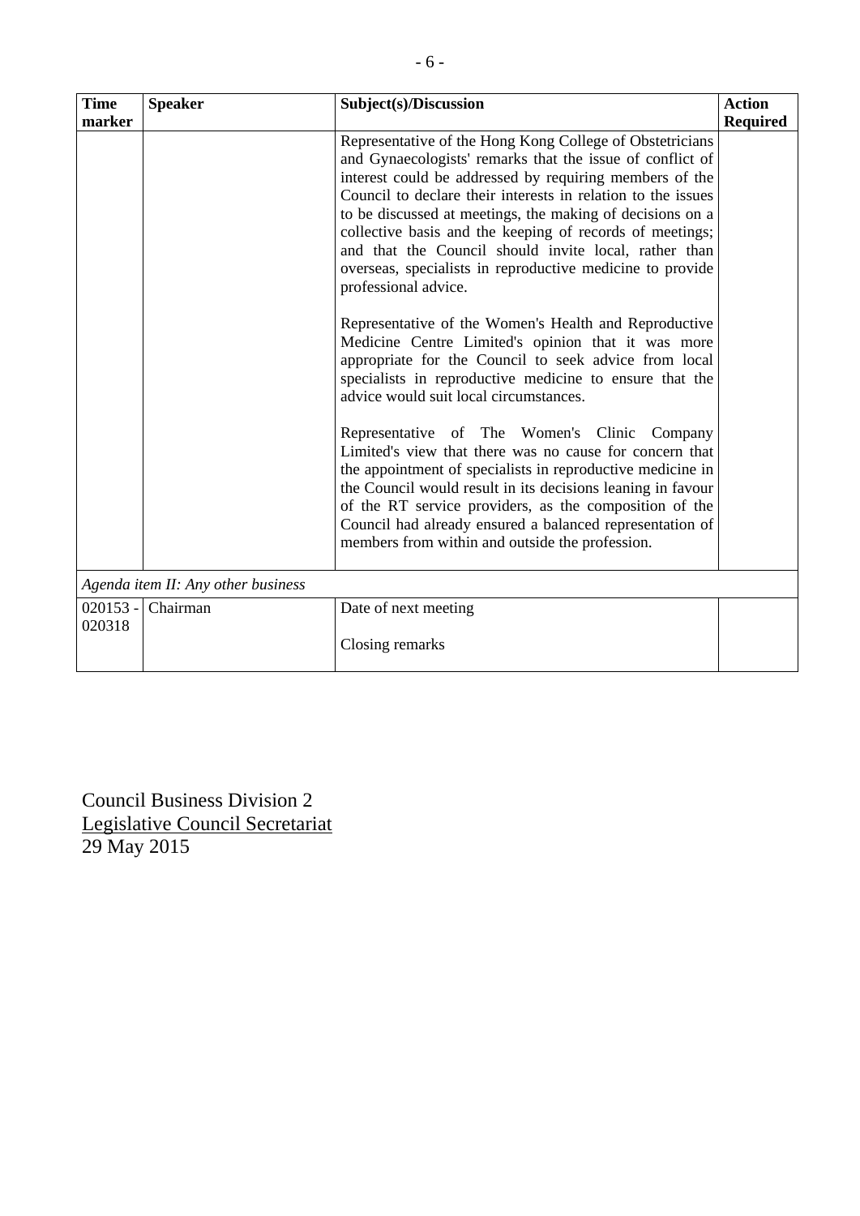| Time marker | Speaker | Subject(s)/Discussion | Action Required |
|---|---|---|---|
| | | Representative of the Hong Kong College of Obstetricians and Gynaecologists' remarks that the issue of conflict of interest could be addressed by requiring members of the Council to declare their interests in relation to the issues to be discussed at meetings, the making of decisions on a collective basis and the keeping of records of meetings; and that the Council should invite local, rather than overseas, specialists in reproductive medicine to provide professional advice.<br><br>Representative of the Women's Health and Reproductive Medicine Centre Limited's opinion that it was more appropriate for the Council to seek advice from local specialists in reproductive medicine to ensure that the advice would suit local circumstances.<br><br>Representative of The Women's Clinic Company Limited's view that there was no cause for concern that the appointment of specialists in reproductive medicine in the Council would result in its decisions leaning in favour of the RT service providers, as the composition of the Council had already ensured a balanced representation of members from within and outside the profession. | |
| *Agenda item II: Any other business* | | | |
| 020153 - 020318 | Chairman | Date of next meeting<br><br>Closing remarks | |

Council Business Division 2
Legislative Council Secretariat
29 May 2015